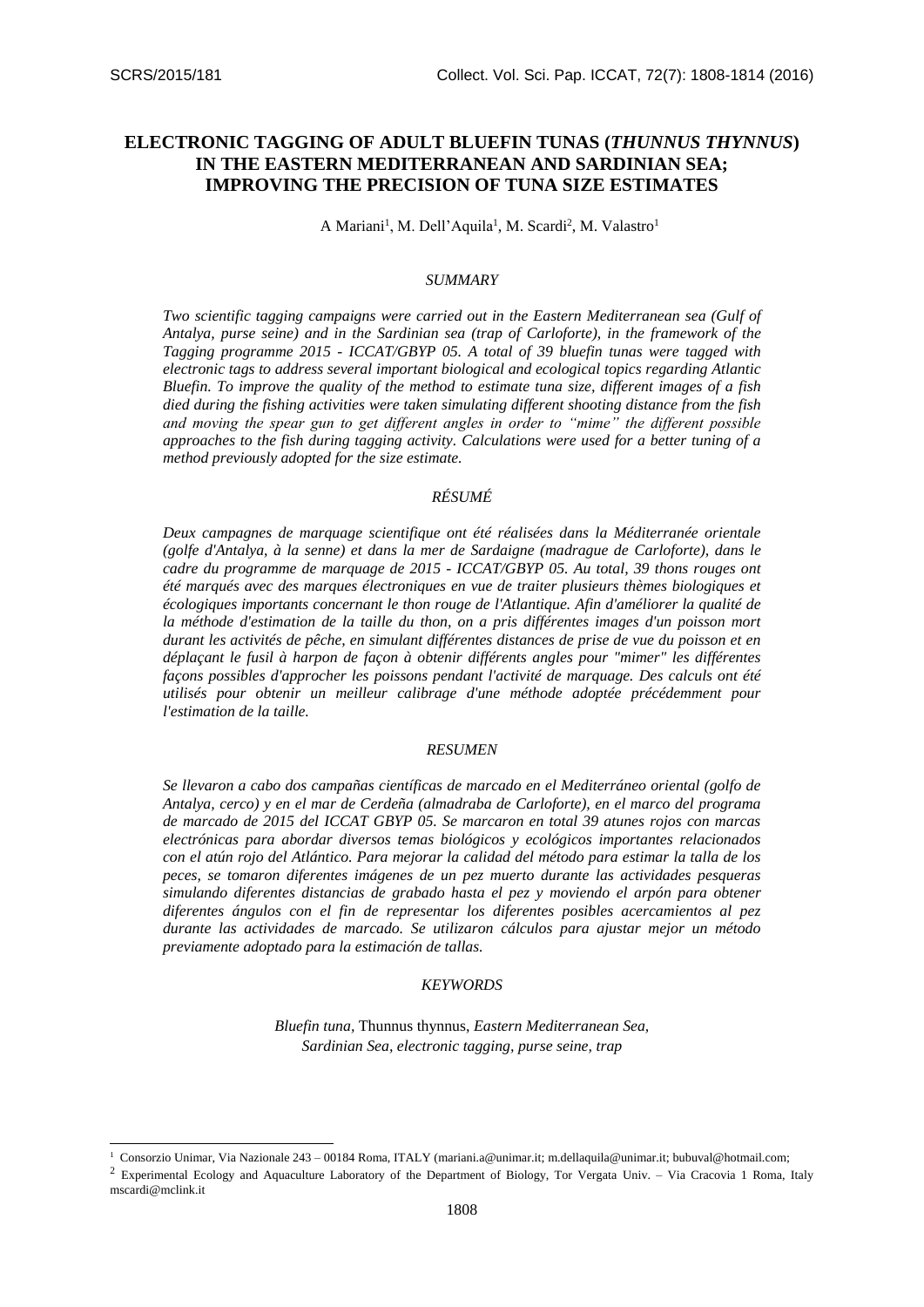# ELECTRONIC TAGGING OF ADULT BLUEFIN TUNAS (*THUNNUS THYNNUS*) IN THE EASTERN MEDITERRANEAN AND SARDINIAN SEA; IMPROVING THE PRECISION OF TUNA SIZE ESTIMATES

A Mariani[1], M. Dell'Aquila[1], M. Scardi[2], M. Valastro[1]

## *SUMMARY*

*Two scientific tagging campaigns were carried out in the Eastern Mediterranean sea (Gulf of Antalya, purse seine) and in the Sardinian sea (trap of Carloforte), in the framework of the Tagging programme 2015 - ICCAT/GBYP 05. A total of 39 bluefin tunas were tagged with electronic tags to address several important biological and ecological topics regarding Atlantic Bluefin. To improve the quality of the method to estimate tuna size, different images of a fish died during the fishing activities were taken simulating different shooting distance from the fish and moving the spear gun to get different angles in order to "mime" the different possible approaches to the fish during tagging activity. Calculations were used for a better tuning of a method previously adopted for the size estimate.*

## *RÉSUMÉ*

*Deux campagnes de marquage scientifique ont été réalisées dans la Méditerranée orientale (golfe d'Antalya, à la senne) et dans la mer de Sardaigne (madrague de Carloforte), dans le cadre du programme de marquage de 2015 - ICCAT/GBYP 05. Au total, 39 thons rouges ont été marqués avec des marques électroniques en vue de traiter plusieurs thèmes biologiques et écologiques importants concernant le thon rouge de l'Atlantique. Afin d'améliorer la qualité de la méthode d'estimation de la taille du thon, on a pris différentes images d'un poisson mort durant les activités de pêche, en simulant différentes distances de prise de vue du poisson et en déplaçant le fusil à harpon de façon à obtenir différents angles pour "mimer" les différentes façons possibles d'approcher les poissons pendant l'activité de marquage. Des calculs ont été utilisés pour obtenir un meilleur calibrage d'une méthode adoptée précédemment pour l'estimation de la taille.*

## *RESUMEN*

*Se llevaron a cabo dos campañas científicas de marcado en el Mediterráneo oriental (golfo de Antalya, cerco) y en el mar de Cerdeña (almadraba de Carloforte), en el marco del programa de marcado de 2015 del ICCAT GBYP 05. Se marcaron en total 39 atunes rojos con marcas electrónicas para abordar diversos temas biológicos y ecológicos importantes relacionados con el atún rojo del Atlántico. Para mejorar la calidad del método para estimar la talla de los peces, se tomaron diferentes imágenes de un pez muerto durante las actividades pesqueras simulando diferentes distancias de grabado hasta el pez y moviendo el arpón para obtener diferentes ángulos con el fin de representar los diferentes posibles acercamientos al pez durante las actividades de marcado. Se utilizaron cálculos para ajustar mejor un método previamente adoptado para la estimación de tallas.*

## *KEYWORDS*

*Bluefin tuna,* Thunnus thynnus*, Eastern Mediterranean Sea, Sardinian Sea, electronic tagging, purse seine, trap*

---

[1] Consorzio Unimar, Via Nazionale 243 – 00184 Roma, ITALY (mariani.a@unimar.it; m.dellaquila@unimar.it; bubuval@hotmail.com;

[2] Experimental Ecology and Aquaculture Laboratory of the Department of Biology, Tor Vergata Univ. – Via Cracovia 1 Roma, Italy mscardi@mclink.it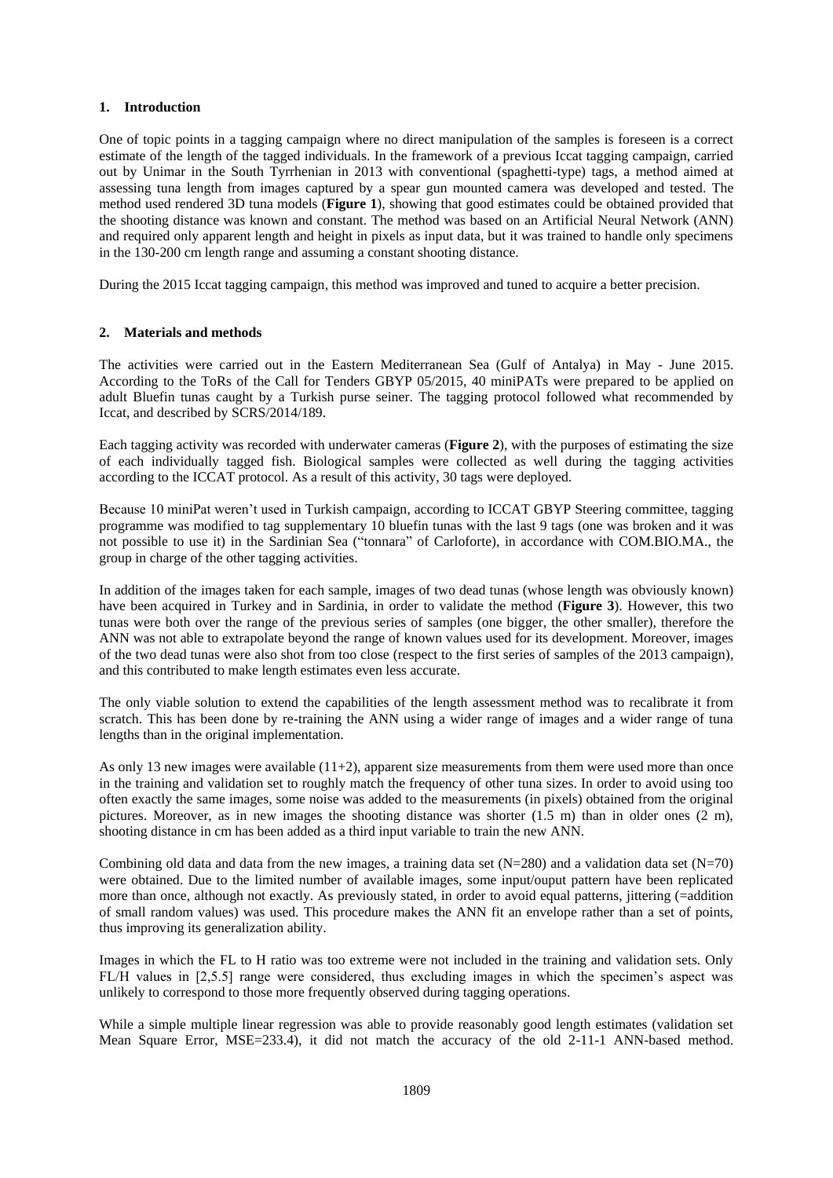## 1. Introduction

One of topic points in a tagging campaign where no direct manipulation of the samples is foreseen is a correct estimate of the length of the tagged individuals. In the framework of a previous Iccat tagging campaign, carried out by Unimar in the South Tyrrhenian in 2013 with conventional (spaghetti-type) tags, a method aimed at assessing tuna length from images captured by a spear gun mounted camera was developed and tested. The method used rendered 3D tuna models (**Figure 1**), showing that good estimates could be obtained provided that the shooting distance was known and constant. The method was based on an Artificial Neural Network (ANN) and required only apparent length and height in pixels as input data, but it was trained to handle only specimens in the 130-200 cm length range and assuming a constant shooting distance.

During the 2015 Iccat tagging campaign, this method was improved and tuned to acquire a better precision.

## 2. Materials and methods

The activities were carried out in the Eastern Mediterranean Sea (Gulf of Antalya) in May - June 2015. According to the ToRs of the Call for Tenders GBYP 05/2015, 40 miniPATs were prepared to be applied on adult Bluefin tunas caught by a Turkish purse seiner. The tagging protocol followed what recommended by Iccat, and described by SCRS/2014/189.

Each tagging activity was recorded with underwater cameras (**Figure 2**), with the purposes of estimating the size of each individually tagged fish. Biological samples were collected as well during the tagging activities according to the ICCAT protocol. As a result of this activity, 30 tags were deployed.

Because 10 miniPat weren't used in Turkish campaign, according to ICCAT GBYP Steering committee, tagging programme was modified to tag supplementary 10 bluefin tunas with the last 9 tags (one was broken and it was not possible to use it) in the Sardinian Sea ("tonnara" of Carloforte), in accordance with COM.BIO.MA., the group in charge of the other tagging activities.

In addition of the images taken for each sample, images of two dead tunas (whose length was obviously known) have been acquired in Turkey and in Sardinia, in order to validate the method (**Figure 3**). However, this two tunas were both over the range of the previous series of samples (one bigger, the other smaller), therefore the ANN was not able to extrapolate beyond the range of known values used for its development. Moreover, images of the two dead tunas were also shot from too close (respect to the first series of samples of the 2013 campaign), and this contributed to make length estimates even less accurate.

The only viable solution to extend the capabilities of the length assessment method was to recalibrate it from scratch. This has been done by re-training the ANN using a wider range of images and a wider range of tuna lengths than in the original implementation.

As only 13 new images were available (11+2), apparent size measurements from them were used more than once in the training and validation set to roughly match the frequency of other tuna sizes. In order to avoid using too often exactly the same images, some noise was added to the measurements (in pixels) obtained from the original pictures. Moreover, as in new images the shooting distance was shorter (1.5 m) than in older ones (2 m), shooting distance in cm has been added as a third input variable to train the new ANN.

Combining old data and data from the new images, a training data set (N=280) and a validation data set (N=70) were obtained. Due to the limited number of available images, some input/ouput pattern have been replicated more than once, although not exactly. As previously stated, in order to avoid equal patterns, jittering (=addition of small random values) was used. This procedure makes the ANN fit an envelope rather than a set of points, thus improving its generalization ability.

Images in which the FL to H ratio was too extreme were not included in the training and validation sets. Only FL/H values in [2,5.5] range were considered, thus excluding images in which the specimen's aspect was unlikely to correspond to those more frequently observed during tagging operations.

While a simple multiple linear regression was able to provide reasonably good length estimates (validation set Mean Square Error, MSE=233.4), it did not match the accuracy of the old 2-11-1 ANN-based method.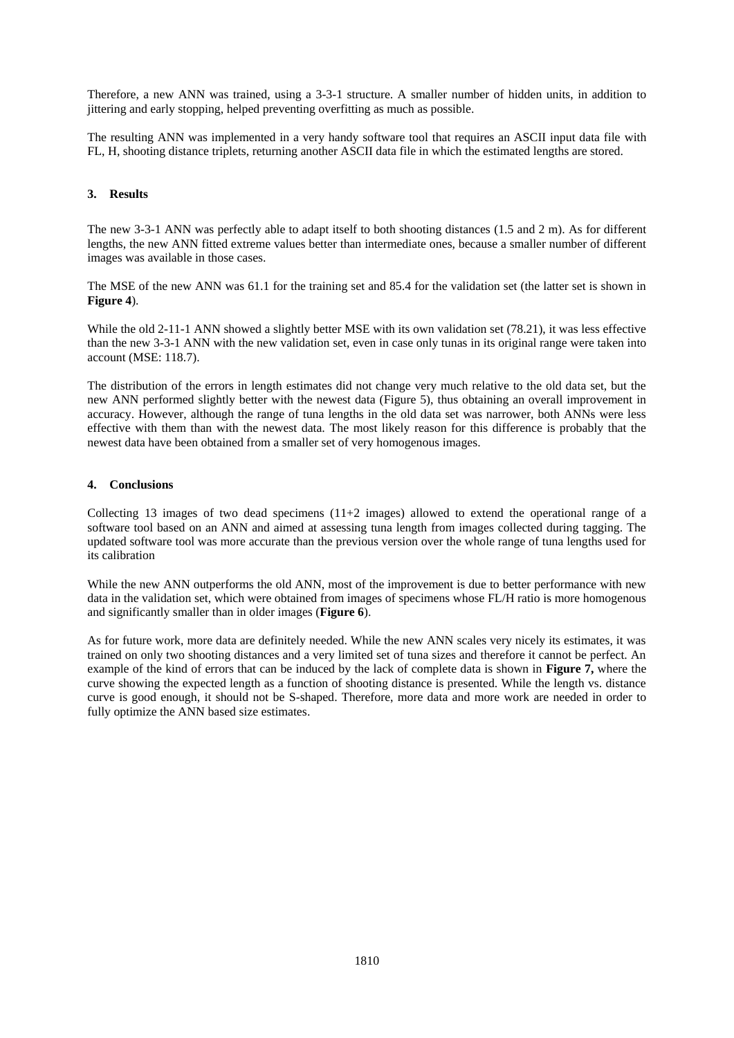Therefore, a new ANN was trained, using a 3-3-1 structure. A smaller number of hidden units, in addition to jittering and early stopping, helped preventing overfitting as much as possible.

The resulting ANN was implemented in a very handy software tool that requires an ASCII input data file with FL, H, shooting distance triplets, returning another ASCII data file in which the estimated lengths are stored.

## 3. Results

The new 3-3-1 ANN was perfectly able to adapt itself to both shooting distances (1.5 and 2 m). As for different lengths, the new ANN fitted extreme values better than intermediate ones, because a smaller number of different images was available in those cases.

The MSE of the new ANN was 61.1 for the training set and 85.4 for the validation set (the latter set is shown in **Figure 4**).

While the old 2-11-1 ANN showed a slightly better MSE with its own validation set (78.21), it was less effective than the new 3-3-1 ANN with the new validation set, even in case only tunas in its original range were taken into account (MSE: 118.7).

The distribution of the errors in length estimates did not change very much relative to the old data set, but the new ANN performed slightly better with the newest data (Figure 5), thus obtaining an overall improvement in accuracy. However, although the range of tuna lengths in the old data set was narrower, both ANNs were less effective with them than with the newest data. The most likely reason for this difference is probably that the newest data have been obtained from a smaller set of very homogenous images.

## 4. Conclusions

Collecting 13 images of two dead specimens (11+2 images) allowed to extend the operational range of a software tool based on an ANN and aimed at assessing tuna length from images collected during tagging. The updated software tool was more accurate than the previous version over the whole range of tuna lengths used for its calibration

While the new ANN outperforms the old ANN, most of the improvement is due to better performance with new data in the validation set, which were obtained from images of specimens whose FL/H ratio is more homogenous and significantly smaller than in older images (**Figure 6**).

As for future work, more data are definitely needed. While the new ANN scales very nicely its estimates, it was trained on only two shooting distances and a very limited set of tuna sizes and therefore it cannot be perfect. An example of the kind of errors that can be induced by the lack of complete data is shown in **Figure 7,** where the curve showing the expected length as a function of shooting distance is presented. While the length vs. distance curve is good enough, it should not be S-shaped. Therefore, more data and more work are needed in order to fully optimize the ANN based size estimates.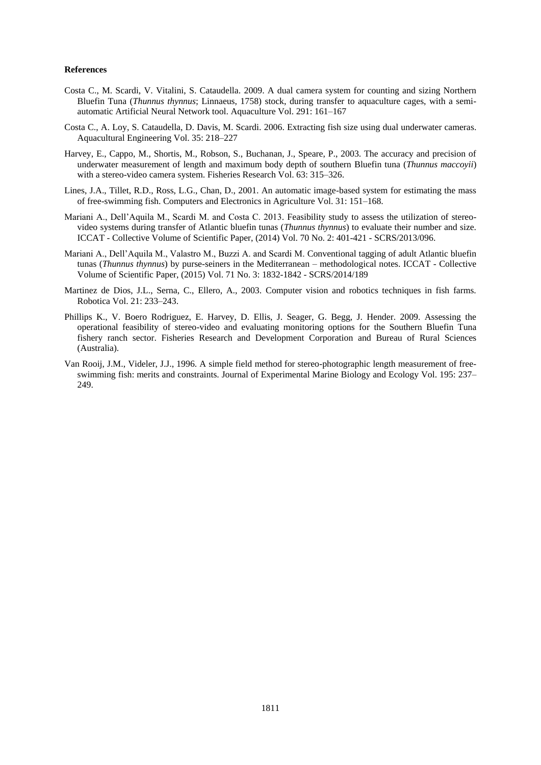**References**

Costa C., M. Scardi, V. Vitalini, S. Cataudella. 2009. A dual camera system for counting and sizing Northern Bluefin Tuna (*Thunnus thynnus*; Linnaeus, 1758) stock, during transfer to aquaculture cages, with a semi-automatic Artificial Neural Network tool. Aquaculture Vol. 291: 161–167

Costa C., A. Loy, S. Cataudella, D. Davis, M. Scardi. 2006. Extracting fish size using dual underwater cameras. Aquacultural Engineering Vol. 35: 218–227

Harvey, E., Cappo, M., Shortis, M., Robson, S., Buchanan, J., Speare, P., 2003. The accuracy and precision of underwater measurement of length and maximum body depth of southern Bluefin tuna (*Thunnus maccoyii*) with a stereo-video camera system. Fisheries Research Vol. 63: 315–326.

Lines, J.A., Tillet, R.D., Ross, L.G., Chan, D., 2001. An automatic image-based system for estimating the mass of free-swimming fish. Computers and Electronics in Agriculture Vol. 31: 151–168.

Mariani A., Dell'Aquila M., Scardi M. and Costa C. 2013. Feasibility study to assess the utilization of stereo-video systems during transfer of Atlantic bluefin tunas (*Thunnus thynnus*) to evaluate their number and size. ICCAT - Collective Volume of Scientific Paper, (2014) Vol. 70 No. 2: 401-421 - SCRS/2013/096.

Mariani A., Dell'Aquila M., Valastro M., Buzzi A. and Scardi M. Conventional tagging of adult Atlantic bluefin tunas (*Thunnus thynnus*) by purse-seiners in the Mediterranean – methodological notes. ICCAT - Collective Volume of Scientific Paper, (2015) Vol. 71 No. 3: 1832-1842 - SCRS/2014/189

Martinez de Dios, J.L., Serna, C., Ellero, A., 2003. Computer vision and robotics techniques in fish farms. Robotica Vol. 21: 233–243.

Phillips K., V. Boero Rodriguez, E. Harvey, D. Ellis, J. Seager, G. Begg, J. Hender. 2009. Assessing the operational feasibility of stereo-video and evaluating monitoring options for the Southern Bluefin Tuna fishery ranch sector. Fisheries Research and Development Corporation and Bureau of Rural Sciences (Australia).

Van Rooij, J.M., Videler, J.J., 1996. A simple field method for stereo-photographic length measurement of free-swimming fish: merits and constraints. Journal of Experimental Marine Biology and Ecology Vol. 195: 237–249.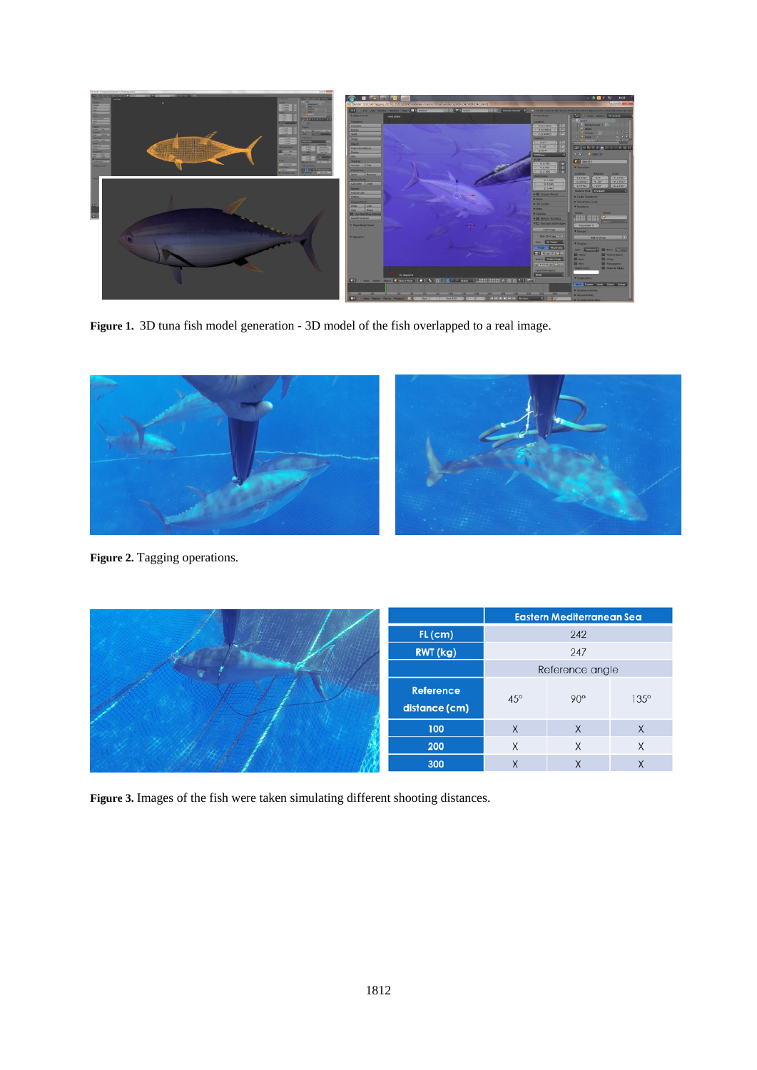**Figure 1.** 3D tuna fish model generation - 3D model of the fish overlapped to a real image.

**Figure 2.** Tagging operations.

| | Eastern Mediterranean Sea | | |
|---|---|---|---|
| FL (cm) | 242 | | |
| RWT (kg) | 247 | | |
| | Reference angle | | |
| Reference distance (cm) | 45° | 90° | 135° |
| 100 | X | X | X |
| 200 | X | X | X |
| 300 | X | X | X |

**Figure 3.** Images of the fish were taken simulating different shooting distances.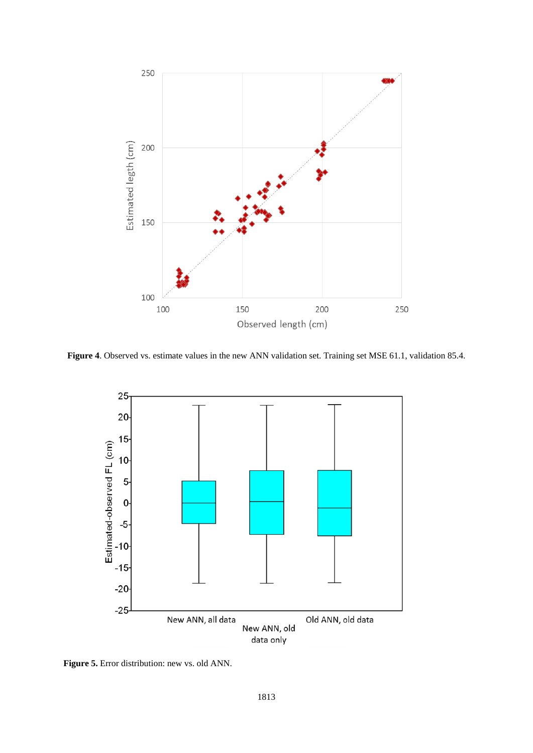**Figure 4**. Observed vs. estimate values in the new ANN validation set. Training set MSE 61.1, validation 85.4.

**Figure 5.** Error distribution: new vs. old ANN.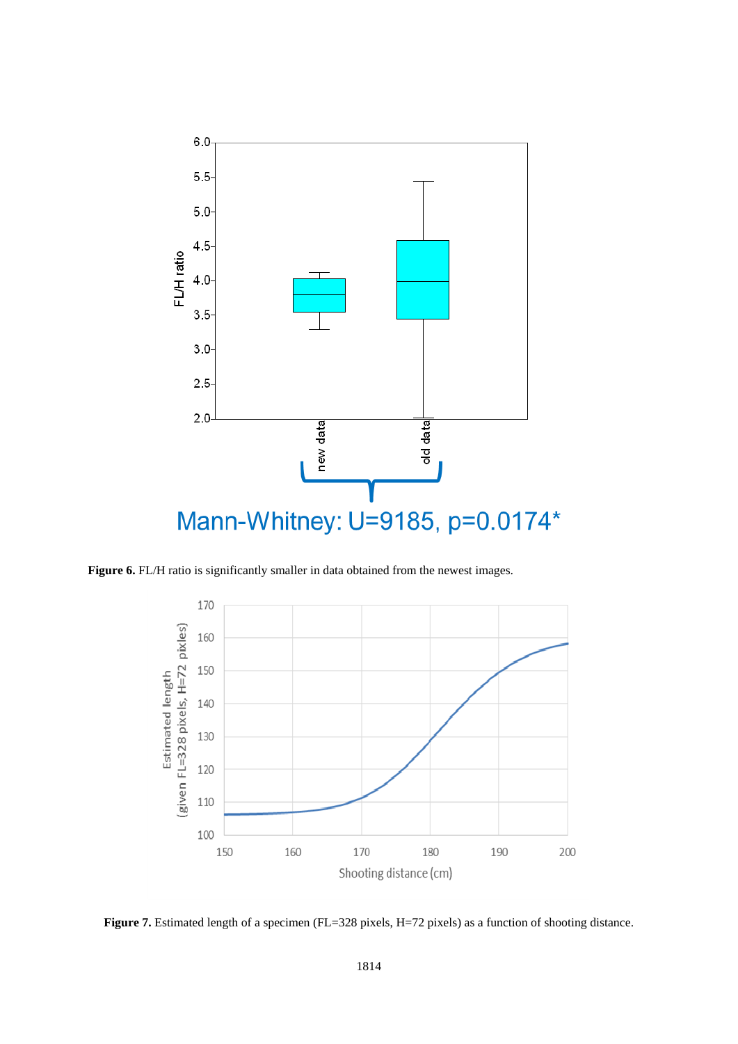6.0
5.5
5.0
4.5
4.0
3.5
3.0
2.5
2.0

FL/H ratio

new data

old data

Mann-Whitney: U=9185, p=0.0174*

**Figure 6.** FL/H ratio is significantly smaller in data obtained from the newest images.

170
160
150
140
130
120
110
100

Estimated length
(given FL=328 pixels, H=72 pixles)

150 160 170 180 190 200

Shooting distance (cm)

**Figure 7.** Estimated length of a specimen (FL=328 pixels, H=72 pixels) as a function of shooting distance.